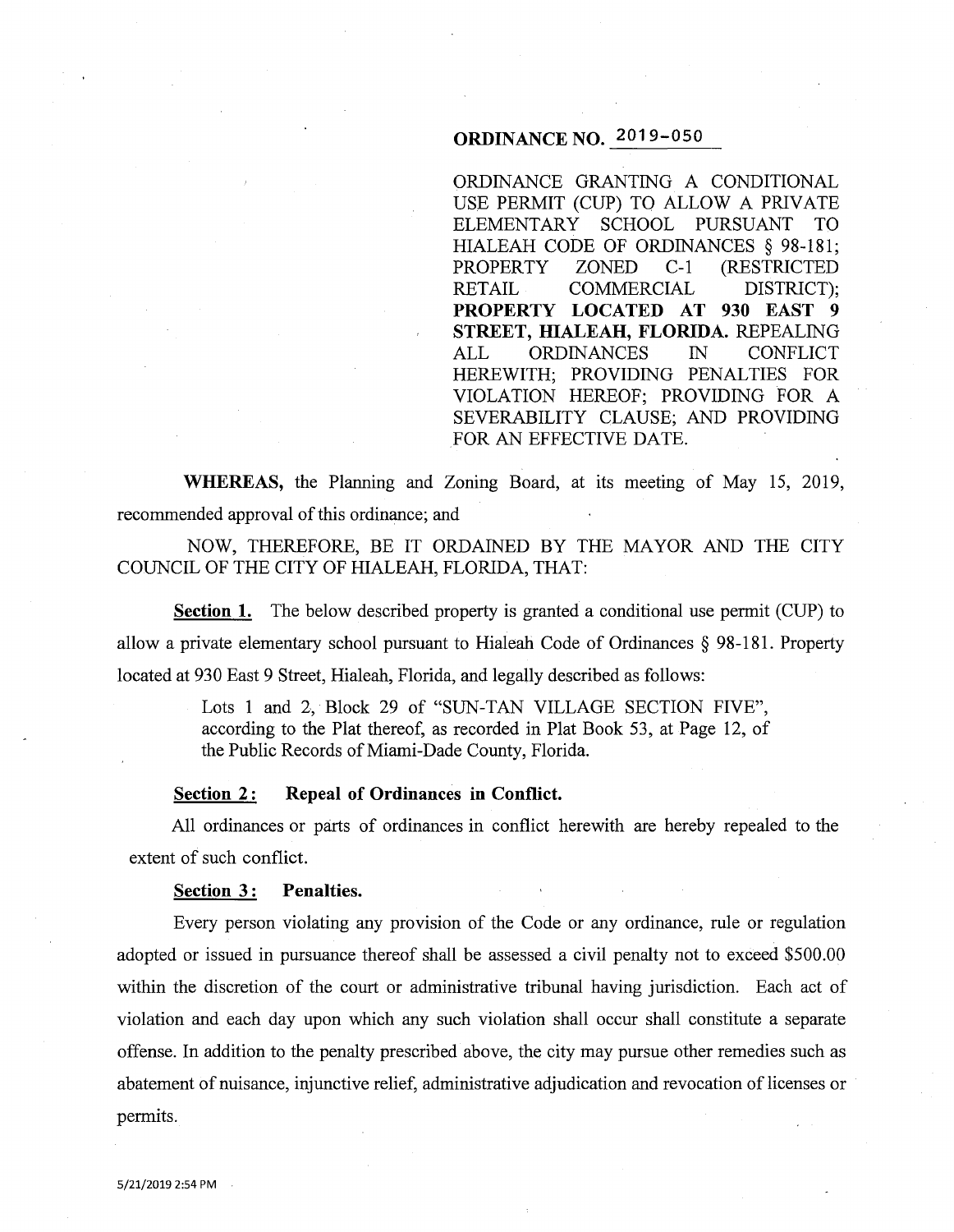# ORDINANCE NO. 2019-050

ORDINANCE GRANTING A CONDITIONAL USE PERMIT (CUP) TO ALLOW A PRIVATE ELEMENTARY SCHOOL PURSUANT TO HIALEAH CODE OF ORDINANCES § 98-181; PROPERTY ZONED C-1 (RESTRICTED RETAIL COMMERCIAL DISTRICT); **PROPERTY LOCATED AT 930 EAST 9 STREET, HIALEAH, FLORIDA.** REPEALING ALL ORDINANCES IN CONFLICT HEREWITH; PROVIDING PENALTIES FOR VIOLATION HEREOF; PROVIDING FOR A SEVERABILITY CLAUSE; AND PROVIDING FOR AN EFFECTIVE DATE.

**WHEREAS,** the Planning and Zoning Board, at its meeting of May 15, 2019, recommended approval of this ordinance; and

NOW, THEREFORE, BE IT ORDAINED BY THE MAYOR AND THE CITY COUNCIL OF THE CITY OF HIALEAH, FLORIDA, THAT:

**Section 1.** The below described property is granted a conditional use permit (CUP) to allow a private elementary school pursuant to Hialeah Code of Ordinances § 98-181. Property located at 930 East 9 Street, Hialeah, Florida, and legally described as follows:

> Lots 1 and 2, Block 29 of "SUN-TAN VILLAGE SECTION FIVE", according to the Plat thereof, as recorded in Plat Book 53, at Page 12, of the Public Records of Miami-Dade County, Florida.

**Section 2: Repeal of Ordinances in Conflict.**

All ordinances or parts of ordinances in conflict herewith are hereby repealed to the extent of such conflict.

**Section 3: Penalties.**

Every person violating any provision of the Code or any ordinance, rule or regulation adopted or issued in pursuance thereof shall be assessed a civil penalty not to exceed $500.00 within the discretion of the court or administrative tribunal having jurisdiction. Each act of violation and each day upon which any such violation shall occur shall constitute a separate offense. In addition to the penalty prescribed above, the city may pursue other remedies such as abatement of nuisance, injunctive relief, administrative adjudication and revocation of licenses or permits.

5/21/2019 2:54 PM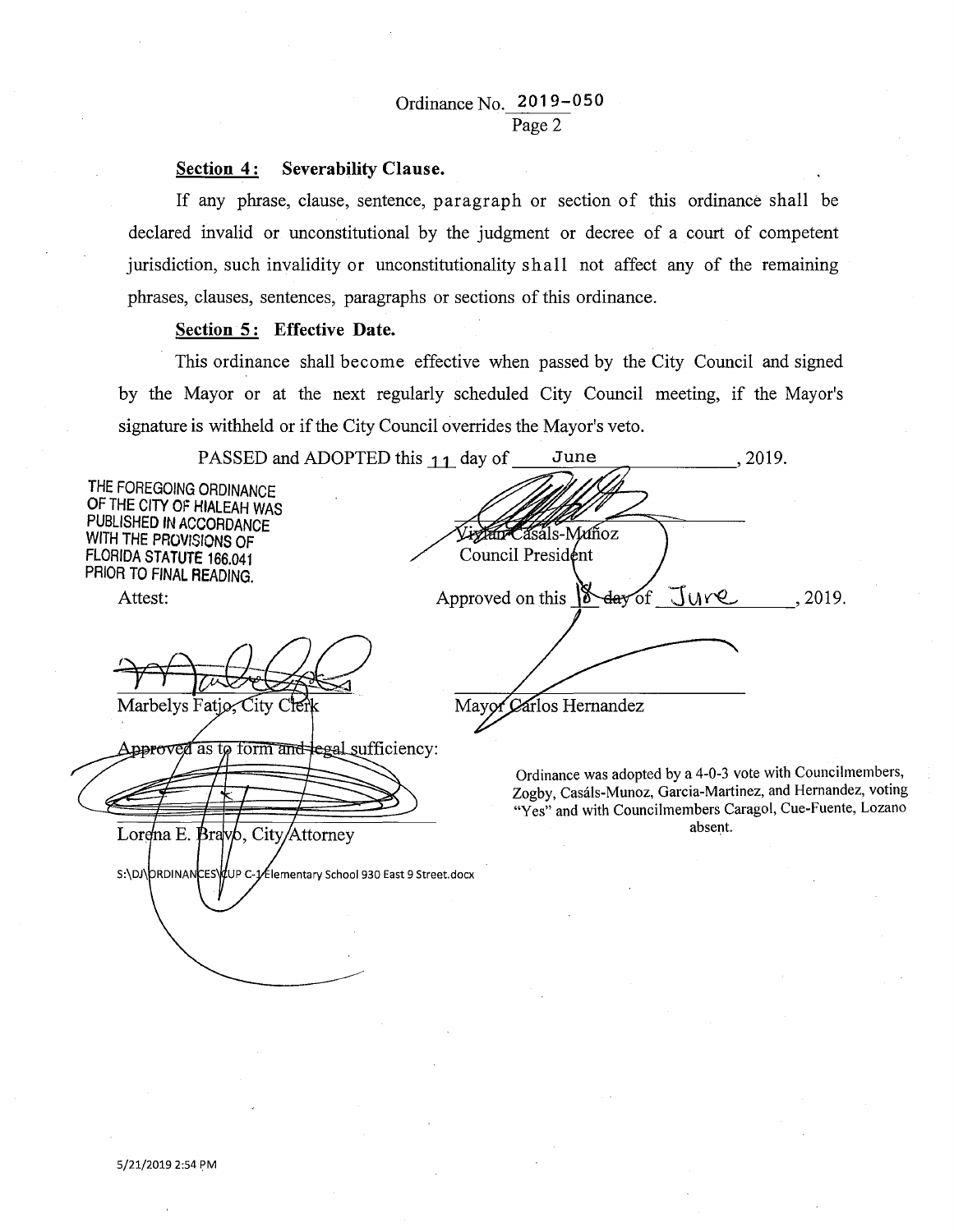Ordinance No. 2019-050

Page 2

**Section 4: Severability Clause.**

If any phrase, clause, sentence, paragraph or section of this ordinance shall be declared invalid or unconstitutional by the judgment or decree of a court of competent jurisdiction, such invalidity or unconstitutionality shall not affect any of the remaining phrases, clauses, sentences, paragraphs or sections of this ordinance.

**Section 5: Effective Date.**

This ordinance shall become effective when passed by the City Council and signed by the Mayor or at the next regularly scheduled City Council meeting, if the Mayor's signature is withheld or if the City Council overrides the Mayor's veto.

PASSED and ADOPTED this 11 day of June, 2019.

THE FOREGOING ORDINANCE OF THE CITY OF HIALEAH WAS PUBLISHED IN ACCORDANCE WITH THE PROVISIONS OF FLORIDA STATUTE 166.041 PRIOR TO FINAL READING.

Vivian Casáls-Muñoz
Council President

Attest:

Approved on this 18 day of June, 2019.

Marbelys Fatjo, City Clerk

Mayor Carlos Hernandez

Approved as to form and legal sufficiency:

Lorena E. Bravo, City Attorney

Ordinance was adopted by a 4-0-3 vote with Councilmembers, Zogby, Casáls-Munoz, Garcia-Martinez, and Hernandez, voting "Yes" and with Councilmembers Caragol, Cue-Fuente, Lozano absent.

S:\DJ\ORDINANCES\CUP C-1 Elementary School 930 East 9 Street.docx

5/21/2019 2:54 PM